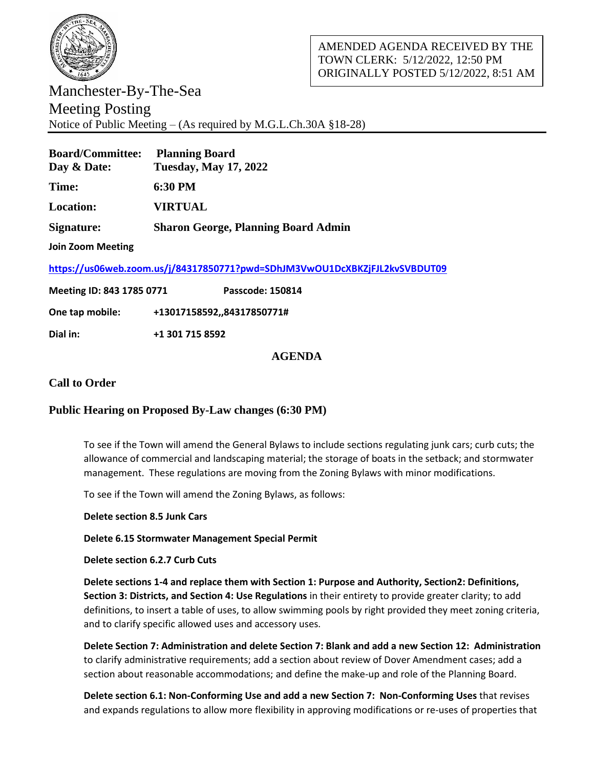AMENDED AGENDA RECEIVED BY THE TOWN CLERK: 5/12/2022, 12:50 PM
ORIGINALLY POSTED 5/12/2022, 8:51 AM

# Manchester-By-The-Sea
## Meeting Posting

Notice of Public Meeting – (As required by M.G.L.Ch.30A §18-28)

**Board/Committee:** **Planning Board**
**Day & Date:** **Tuesday, May 17, 2022**

**Time:** **6:30 PM**

**Location:** **VIRTUAL**

**Signature:** **Sharon George, Planning Board Admin**

**Join Zoom Meeting**

**https://us06web.zoom.us/j/84317850771?pwd=SDhJM3VwOU1DcXBKZjFJL2kvSVBDUT09**

**Meeting ID: 843 1785 0771** **Passcode: 150814**

**One tap mobile:** **+13017158592,,84317850771#**

**Dial in:** **+1 301 715 8592**

## AGENDA

### Call to Order

### Public Hearing on Proposed By-Law changes (6:30 PM)

To see if the Town will amend the General Bylaws to include sections regulating junk cars; curb cuts; the allowance of commercial and landscaping material; the storage of boats in the setback; and stormwater management. These regulations are moving from the Zoning Bylaws with minor modifications.

To see if the Town will amend the Zoning Bylaws, as follows:

**Delete section 8.5 Junk Cars**

**Delete 6.15 Stormwater Management Special Permit**

**Delete section 6.2.7 Curb Cuts**

**Delete sections 1-4 and replace them with Section 1: Purpose and Authority, Section2: Definitions, Section 3: Districts, and Section 4: Use Regulations** in their entirety to provide greater clarity; to add definitions, to insert a table of uses, to allow swimming pools by right provided they meet zoning criteria, and to clarify specific allowed uses and accessory uses.

**Delete Section 7: Administration and delete Section 7: Blank and add a new Section 12: Administration** to clarify administrative requirements; add a section about review of Dover Amendment cases; add a section about reasonable accommodations; and define the make-up and role of the Planning Board.

**Delete section 6.1: Non-Conforming Use and add a new Section 7: Non-Conforming Uses** that revises and expands regulations to allow more flexibility in approving modifications or re-uses of properties that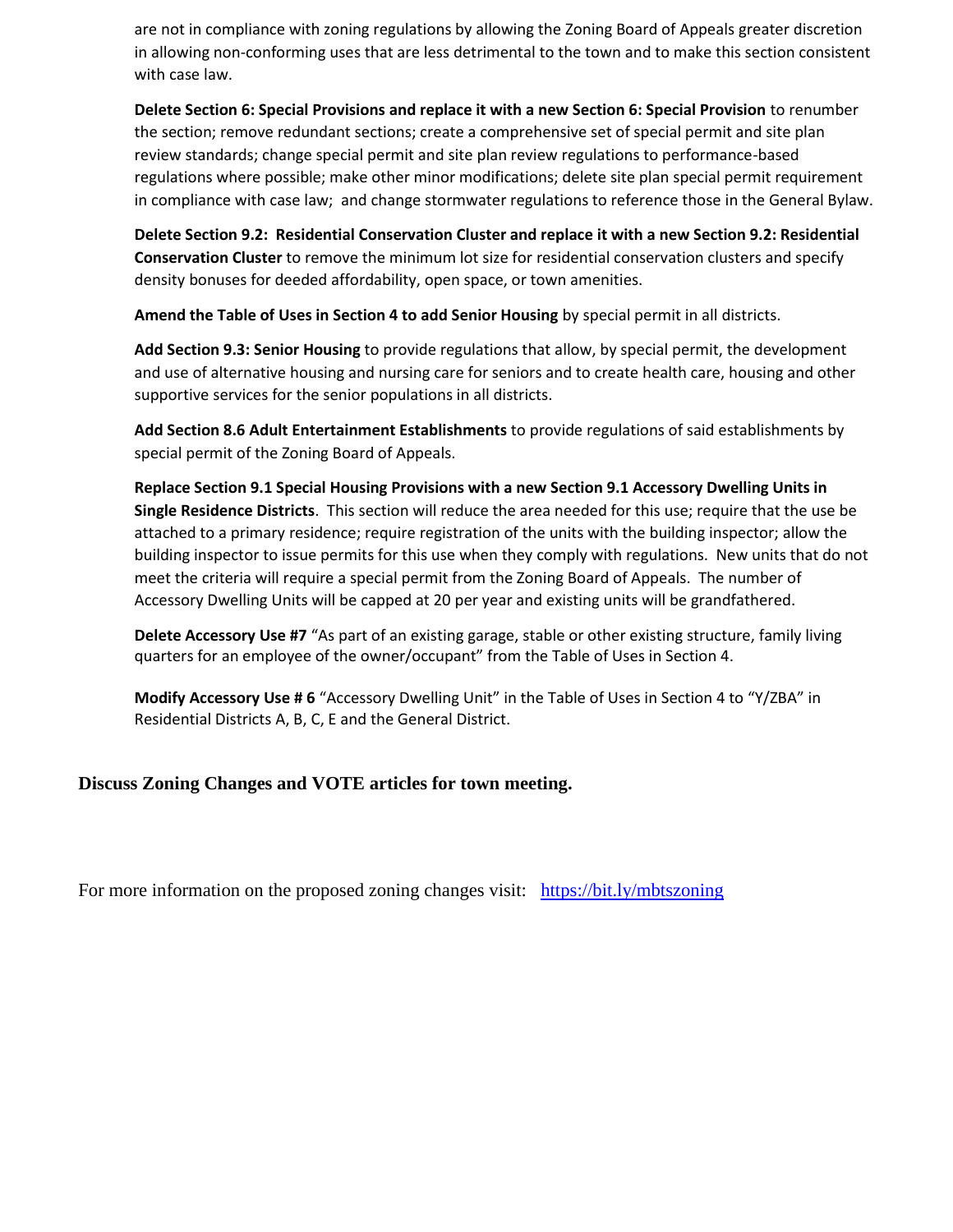are not in compliance with zoning regulations by allowing the Zoning Board of Appeals greater discretion in allowing non-conforming uses that are less detrimental to the town and to make this section consistent with case law.

**Delete Section 6: Special Provisions and replace it with a new Section 6: Special Provision** to renumber the section; remove redundant sections; create a comprehensive set of special permit and site plan review standards; change special permit and site plan review regulations to performance-based regulations where possible; make other minor modifications; delete site plan special permit requirement in compliance with case law; and change stormwater regulations to reference those in the General Bylaw.

**Delete Section 9.2: Residential Conservation Cluster and replace it with a new Section 9.2: Residential Conservation Cluster** to remove the minimum lot size for residential conservation clusters and specify density bonuses for deeded affordability, open space, or town amenities.

**Amend the Table of Uses in Section 4 to add Senior Housing** by special permit in all districts.

**Add Section 9.3: Senior Housing** to provide regulations that allow, by special permit, the development and use of alternative housing and nursing care for seniors and to create health care, housing and other supportive services for the senior populations in all districts.

**Add Section 8.6 Adult Entertainment Establishments** to provide regulations of said establishments by special permit of the Zoning Board of Appeals.

**Replace Section 9.1 Special Housing Provisions with a new Section 9.1 Accessory Dwelling Units in Single Residence Districts**. This section will reduce the area needed for this use; require that the use be attached to a primary residence; require registration of the units with the building inspector; allow the building inspector to issue permits for this use when they comply with regulations. New units that do not meet the criteria will require a special permit from the Zoning Board of Appeals. The number of Accessory Dwelling Units will be capped at 20 per year and existing units will be grandfathered.

**Delete Accessory Use #7** "As part of an existing garage, stable or other existing structure, family living quarters for an employee of the owner/occupant" from the Table of Uses in Section 4.

**Modify Accessory Use # 6** "Accessory Dwelling Unit" in the Table of Uses in Section 4 to "Y/ZBA" in Residential Districts A, B, C, E and the General District.

**Discuss Zoning Changes and VOTE articles for town meeting.**

For more information on the proposed zoning changes visit: https://bit.ly/mbtszoning